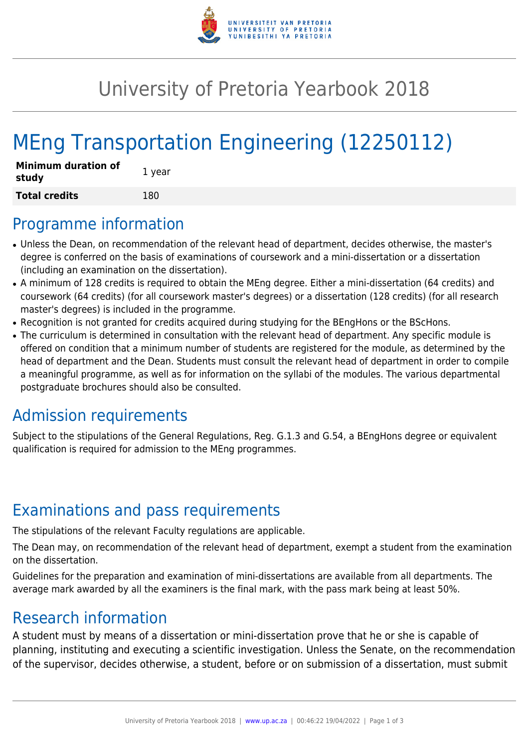# University of Pretoria Yearbook 2018

# MEng Transportation Engineering (12250112)

| Minimum duration of study | 1 year |
|---|---|
| **Total credits** | 180 |

## Programme information

- Unless the Dean, on recommendation of the relevant head of department, decides otherwise, the master's degree is conferred on the basis of examinations of coursework and a mini-dissertation or a dissertation (including an examination on the dissertation).
- A minimum of 128 credits is required to obtain the MEng degree. Either a mini-dissertation (64 credits) and coursework (64 credits) (for all coursework master's degrees) or a dissertation (128 credits) (for all research master's degrees) is included in the programme.
- Recognition is not granted for credits acquired during studying for the BEngHons or the BScHons.
- The curriculum is determined in consultation with the relevant head of department. Any specific module is offered on condition that a minimum number of students are registered for the module, as determined by the head of department and the Dean. Students must consult the relevant head of department in order to compile a meaningful programme, as well as for information on the syllabi of the modules. The various departmental postgraduate brochures should also be consulted.

## Admission requirements

Subject to the stipulations of the General Regulations, Reg. G.1.3 and G.54, a BEngHons degree or equivalent qualification is required for admission to the MEng programmes.

## Examinations and pass requirements

The stipulations of the relevant Faculty regulations are applicable.

The Dean may, on recommendation of the relevant head of department, exempt a student from the examination on the dissertation.

Guidelines for the preparation and examination of mini-dissertations are available from all departments. The average mark awarded by all the examiners is the final mark, with the pass mark being at least 50%.

## Research information

A student must by means of a dissertation or mini-dissertation prove that he or she is capable of planning, instituting and executing a scientific investigation. Unless the Senate, on the recommendation of the supervisor, decides otherwise, a student, before or on submission of a dissertation, must submit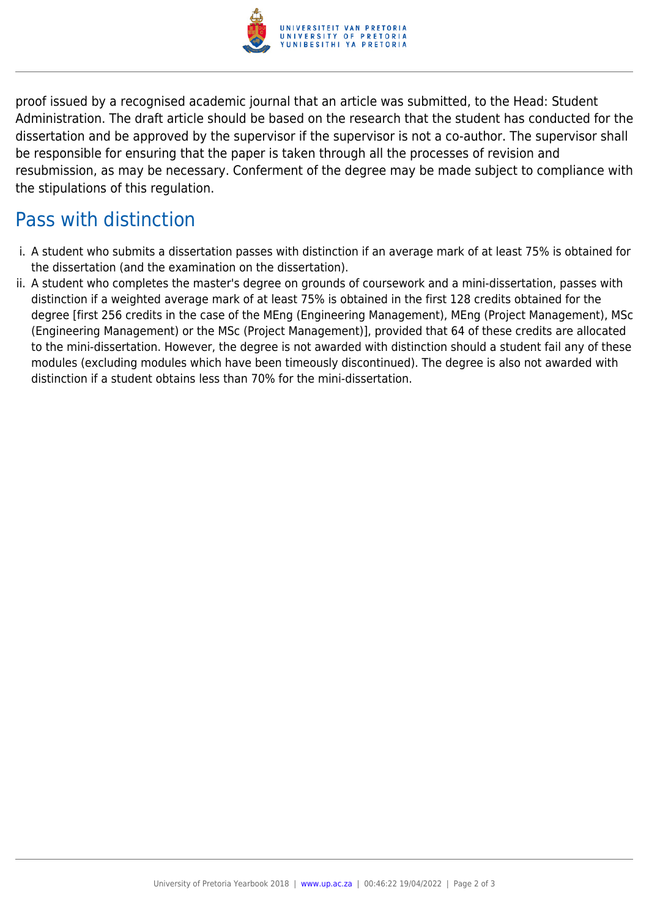proof issued by a recognised academic journal that an article was submitted, to the Head: Student Administration. The draft article should be based on the research that the student has conducted for the dissertation and be approved by the supervisor if the supervisor is not a co-author. The supervisor shall be responsible for ensuring that the paper is taken through all the processes of revision and resubmission, as may be necessary. Conferment of the degree may be made subject to compliance with the stipulations of this regulation.

## Pass with distinction

i. A student who submits a dissertation passes with distinction if an average mark of at least 75% is obtained for the dissertation (and the examination on the dissertation).

ii. A student who completes the master's degree on grounds of coursework and a mini-dissertation, passes with distinction if a weighted average mark of at least 75% is obtained in the first 128 credits obtained for the degree [first 256 credits in the case of the MEng (Engineering Management), MEng (Project Management), MSc (Engineering Management) or the MSc (Project Management)], provided that 64 of these credits are allocated to the mini-dissertation. However, the degree is not awarded with distinction should a student fail any of these modules (excluding modules which have been timeously discontinued). The degree is also not awarded with distinction if a student obtains less than 70% for the mini-dissertation.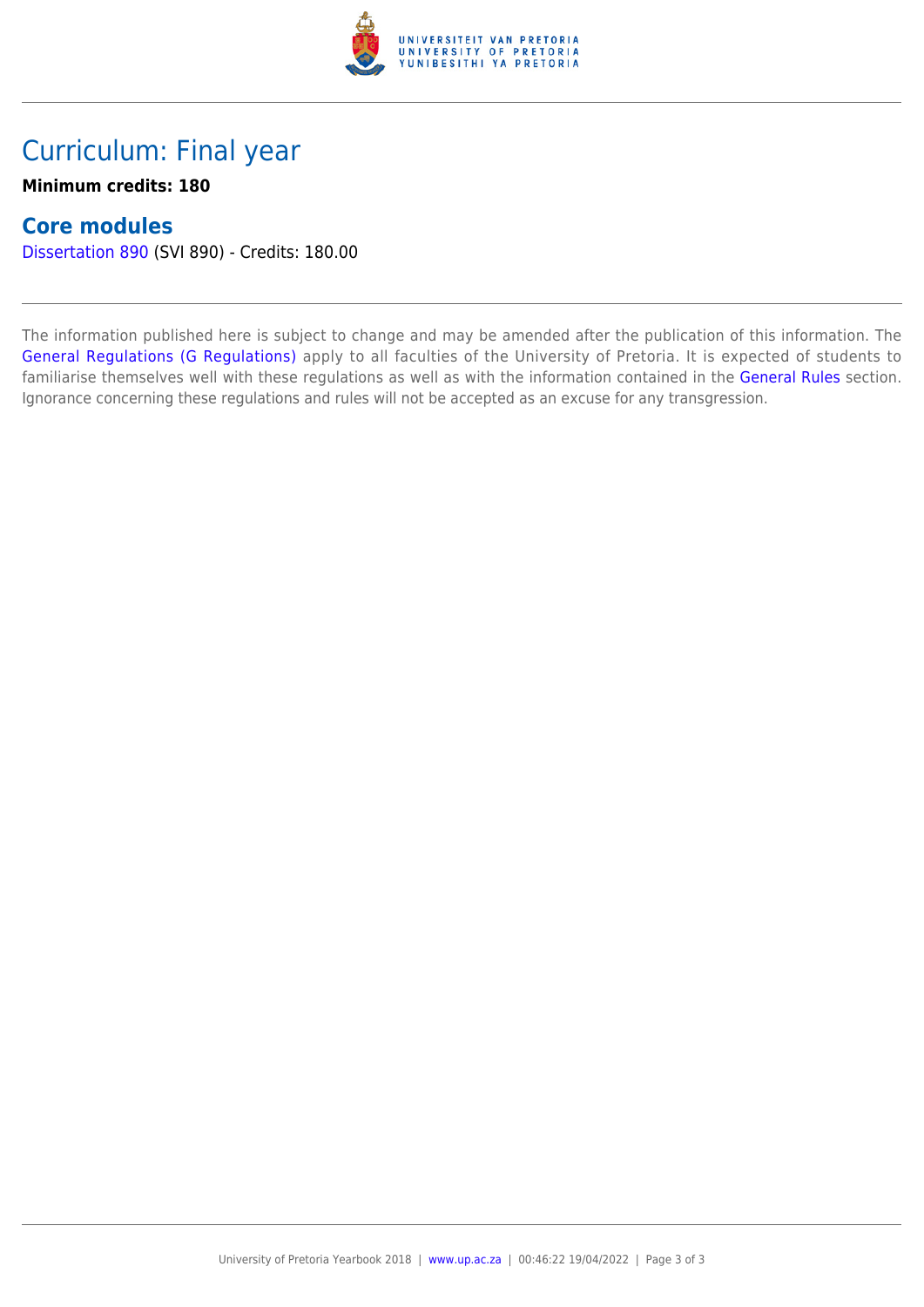## Curriculum: Final year

**Minimum credits: 180**

### Core modules

Dissertation 890 (SVI 890) - Credits: 180.00

The information published here is subject to change and may be amended after the publication of this information. The General Regulations (G Regulations) apply to all faculties of the University of Pretoria. It is expected of students to familiarise themselves well with these regulations as well as with the information contained in the General Rules section. Ignorance concerning these regulations and rules will not be accepted as an excuse for any transgression.